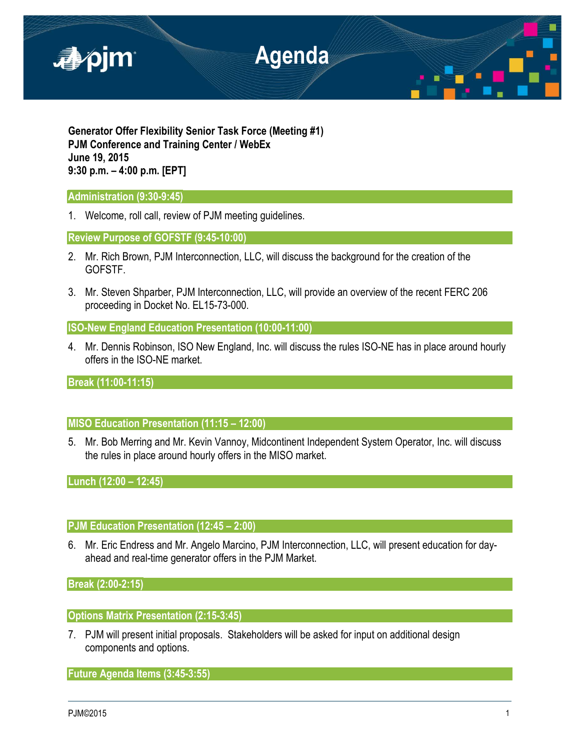# Agenda

**Generator Offer Flexibility Senior Task Force (Meeting #1)**
**PJM Conference and Training Center / WebEx**
**June 19, 2015**
**9:30 p.m. – 4:00 p.m. [EPT]**

## Administration (9:30-9:45)

1. Welcome, roll call, review of PJM meeting guidelines.

## Review Purpose of GOFSTF (9:45-10:00)

2. Mr. Rich Brown, PJM Interconnection, LLC, will discuss the background for the creation of the GOFSTF.

3. Mr. Steven Shparber, PJM Interconnection, LLC, will provide an overview of the recent FERC 206 proceeding in Docket No. EL15-73-000.

## ISO-New England Education Presentation (10:00-11:00)

4. Mr. Dennis Robinson, ISO New England, Inc. will discuss the rules ISO-NE has in place around hourly offers in the ISO-NE market.

## Break (11:00-11:15)

## MISO Education Presentation (11:15 – 12:00)

5. Mr. Bob Merring and Mr. Kevin Vannoy, Midcontinent Independent System Operator, Inc. will discuss the rules in place around hourly offers in the MISO market.

## Lunch (12:00 – 12:45)

## PJM Education Presentation (12:45 – 2:00)

6. Mr. Eric Endress and Mr. Angelo Marcino, PJM Interconnection, LLC, will present education for day-ahead and real-time generator offers in the PJM Market.

## Break (2:00-2:15)

## Options Matrix Presentation (2:15-3:45)

7. PJM will present initial proposals. Stakeholders will be asked for input on additional design components and options.

## Future Agenda Items (3:45-3:55)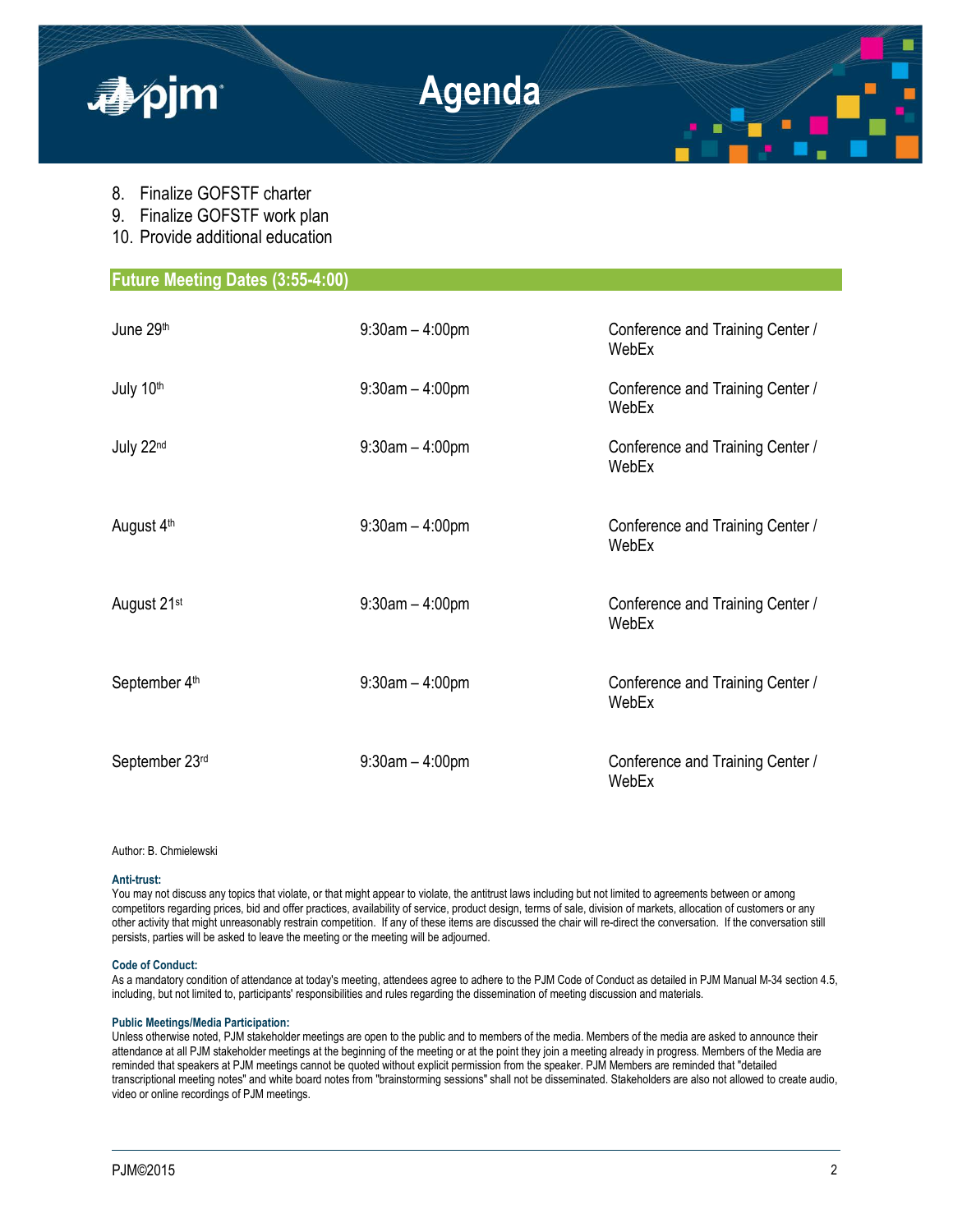8. Finalize GOFSTF charter
9. Finalize GOFSTF work plan
10. Provide additional education

## Future Meeting Dates (3:55-4:00)

| | | |
|---|---|---|
| June 29th | 9:30am – 4:00pm | Conference and Training Center / WebEx |
| July 10th | 9:30am – 4:00pm | Conference and Training Center / WebEx |
| July 22nd | 9:30am – 4:00pm | Conference and Training Center / WebEx |
| August 4th | 9:30am – 4:00pm | Conference and Training Center / WebEx |
| August 21st | 9:30am – 4:00pm | Conference and Training Center / WebEx |
| September 4th | 9:30am – 4:00pm | Conference and Training Center / WebEx |
| September 23rd | 9:30am – 4:00pm | Conference and Training Center / WebEx |

Author: B. Chmielewski

**Anti-trust:**
You may not discuss any topics that violate, or that might appear to violate, the antitrust laws including but not limited to agreements between or among competitors regarding prices, bid and offer practices, availability of service, product design, terms of sale, division of markets, allocation of customers or any other activity that might unreasonably restrain competition. If any of these items are discussed the chair will re-direct the conversation. If the conversation still persists, parties will be asked to leave the meeting or the meeting will be adjourned.

**Code of Conduct:**
As a mandatory condition of attendance at today's meeting, attendees agree to adhere to the PJM Code of Conduct as detailed in PJM Manual M-34 section 4.5, including, but not limited to, participants' responsibilities and rules regarding the dissemination of meeting discussion and materials.

**Public Meetings/Media Participation:**
Unless otherwise noted, PJM stakeholder meetings are open to the public and to members of the media. Members of the media are asked to announce their attendance at all PJM stakeholder meetings at the beginning of the meeting or at the point they join a meeting already in progress. Members of the Media are reminded that speakers at PJM meetings cannot be quoted without explicit permission from the speaker. PJM Members are reminded that "detailed transcriptional meeting notes" and white board notes from "brainstorming sessions" shall not be disseminated. Stakeholders are also not allowed to create audio, video or online recordings of PJM meetings.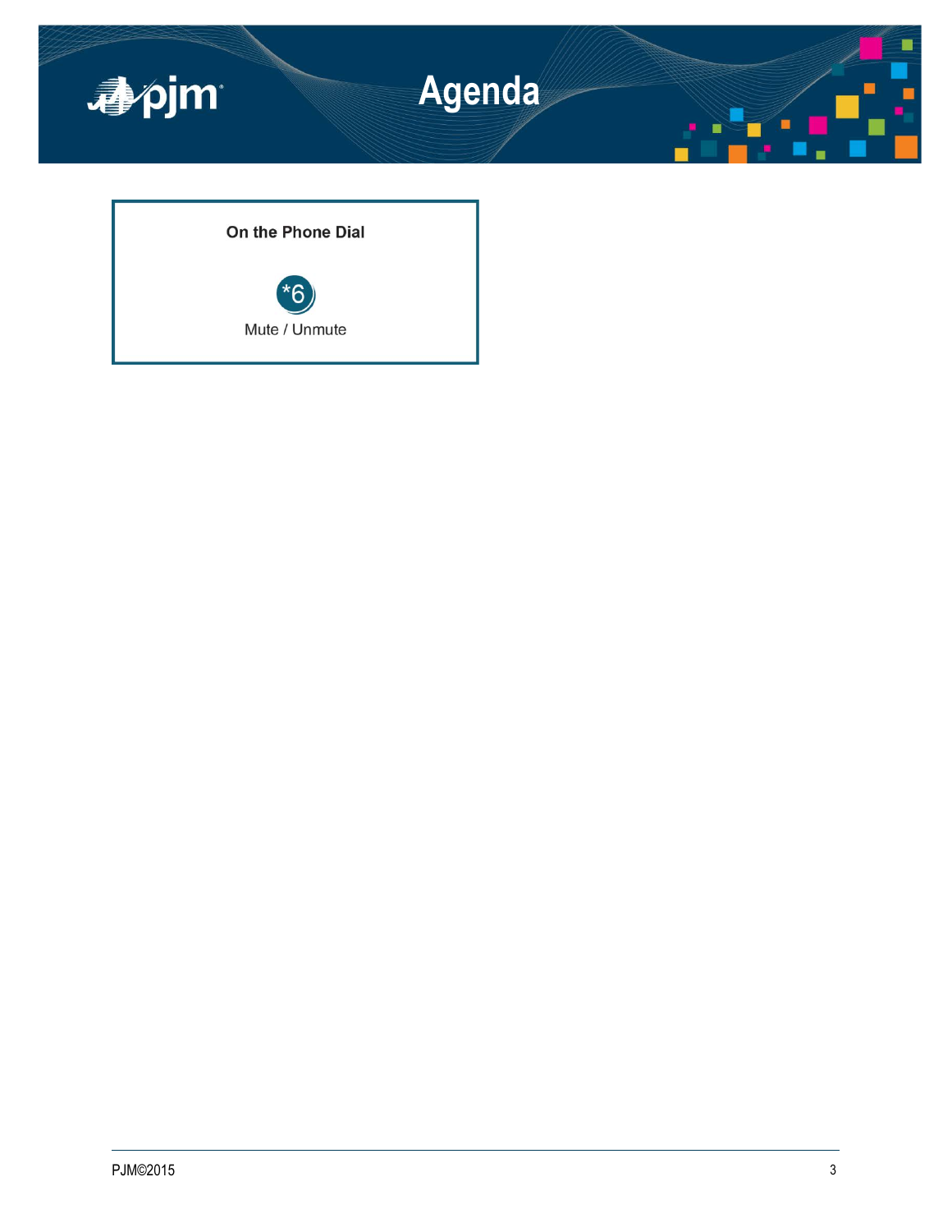# Agenda

**On the Phone Dial**

*6

Mute / Unmute